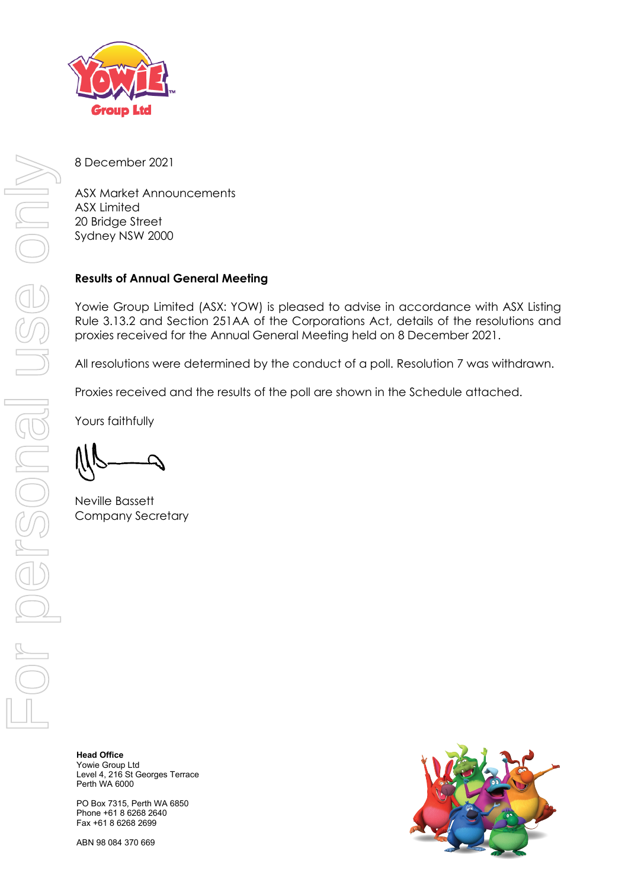8 December 2021

ASX Market Announcements
ASX Limited
20 Bridge Street
Sydney NSW 2000

**Results of Annual General Meeting**

Yowie Group Limited (ASX: YOW) is pleased to advise in accordance with ASX Listing Rule 3.13.2 and Section 251AA of the Corporations Act, details of the resolutions and proxies received for the Annual General Meeting held on 8 December 2021.

All resolutions were determined by the conduct of a poll. Resolution 7 was withdrawn.

Proxies received and the results of the poll are shown in the Schedule attached.

Yours faithfully

Neville Bassett
Company Secretary

**Head Office**
Yowie Group Ltd
Level 4, 216 St Georges Terrace
Perth WA 6000

PO Box 7315, Perth WA 6850
Phone +61 8 6268 2640
Fax +61 8 6268 2699

ABN 98 084 370 669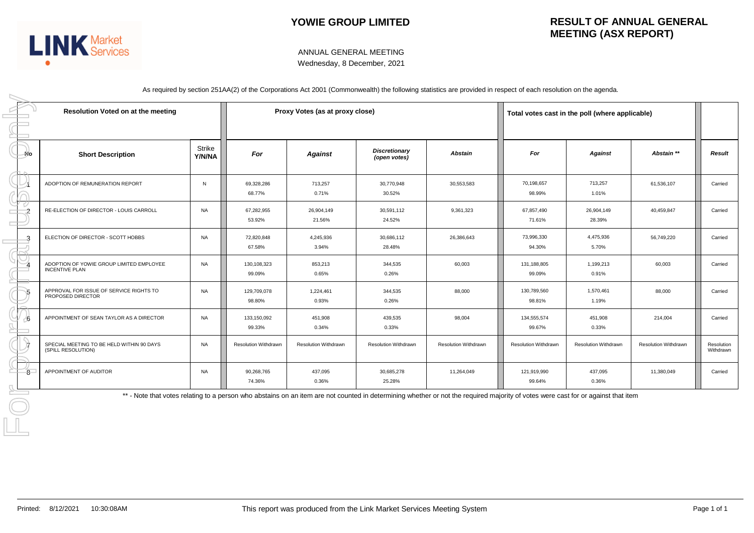# YOWIE GROUP LIMITED

## RESULT OF ANNUAL GENERAL MEETING (ASX REPORT)

ANNUAL GENERAL MEETING
Wednesday, 8 December, 2021

As required by section 251AA(2) of the Corporations Act 2001 (Commonwealth) the following statistics are provided in respect of each resolution on the agenda.

| Resolution Voted on at the meeting | | | Proxy Votes (as at proxy close) | | | | Total votes cast in the poll (where applicable) | | | |
|---|---|---|---|---|---|---|---|---|---|---|
| **No** | **Short Description** | **Strike Y/N/NA** | ***For*** | ***Against*** | ***Discretionary (open votes)*** | ***Abstain*** | ***For*** | ***Against*** | ***Abstain \*\**** | ***Result*** |
| 1 | ADOPTION OF REMUNERATION REPORT | N | 69,328,286 68.77% | 713,257 0.71% | 30,770,948 30.52% | 30,553,583 | 70,198,657 98.99% | 713,257 1.01% | 61,536,107 | Carried |
| 2 | RE-ELECTION OF DIRECTOR - LOUIS CARROLL | NA | 67,282,955 53.92% | 26,904,149 21.56% | 30,591,112 24.52% | 9,361,323 | 67,857,490 71.61% | 26,904,149 28.39% | 40,459,847 | Carried |
| 3 | ELECTION OF DIRECTOR - SCOTT HOBBS | NA | 72,820,848 67.58% | 4,245,936 3.94% | 30,686,112 28.48% | 26,386,643 | 73,996,330 94.30% | 4,475,936 5.70% | 56,749,220 | Carried |
| 4 | ADOPTION OF YOWIE GROUP LIMITED EMPLOYEE INCENTIVE PLAN | NA | 130,108,323 99.09% | 853,213 0.65% | 344,535 0.26% | 60,003 | 131,188,805 99.09% | 1,199,213 0.91% | 60,003 | Carried |
| 5 | APPROVAL FOR ISSUE OF SERVICE RIGHTS TO PROPOSED DIRECTOR | NA | 129,709,078 98.80% | 1,224,461 0.93% | 344,535 0.26% | 88,000 | 130,789,560 98.81% | 1,570,461 1.19% | 88,000 | Carried |
| 6 | APPOINTMENT OF SEAN TAYLOR AS A DIRECTOR | NA | 133,150,092 99.33% | 451,908 0.34% | 439,535 0.33% | 98,004 | 134,555,574 99.67% | 451,908 0.33% | 214,004 | Carried |
| 7 | SPECIAL MEETING TO BE HELD WITHIN 90 DAYS (SPILL RESOLUTION) | NA | Resolution Withdrawn | Resolution Withdrawn | Resolution Withdrawn | Resolution Withdrawn | Resolution Withdrawn | Resolution Withdrawn | Resolution Withdrawn | Resolution Withdrawn |
| 8 | APPOINTMENT OF AUDITOR | NA | 90,268,765 74.36% | 437,095 0.36% | 30,685,278 25.28% | 11,264,049 | 121,919,990 99.64% | 437,095 0.36% | 11,380,049 | Carried |

\*\* - Note that votes relating to a person who abstains on an item are not counted in determining whether or not the required majority of votes were cast for or against that item